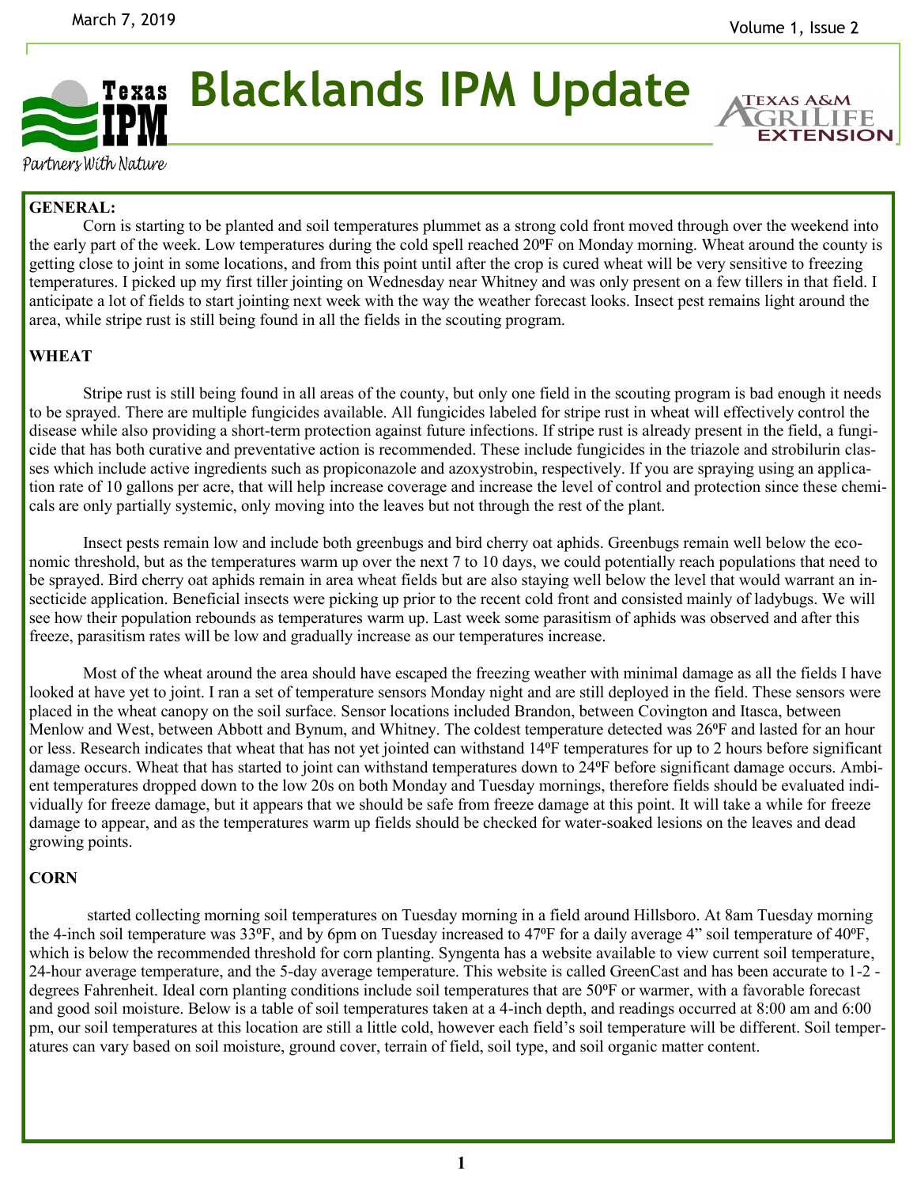March 7, 2019

Volume 1, Issue 2

# Blacklands IPM Update

Texas IPM — Partners With Nature

Texas A&M AgriLife Extension

**GENERAL:**

Corn is starting to be planted and soil temperatures plummet as a strong cold front moved through over the weekend into the early part of the week. Low temperatures during the cold spell reached 20ºF on Monday morning. Wheat around the county is getting close to joint in some locations, and from this point until after the crop is cured wheat will be very sensitive to freezing temperatures. I picked up my first tiller jointing on Wednesday near Whitney and was only present on a few tillers in that field. I anticipate a lot of fields to start jointing next week with the way the weather forecast looks. Insect pest remains light around the area, while stripe rust is still being found in all the fields in the scouting program.

**WHEAT**

Stripe rust is still being found in all areas of the county, but only one field in the scouting program is bad enough it needs to be sprayed. There are multiple fungicides available. All fungicides labeled for stripe rust in wheat will effectively control the disease while also providing a short-term protection against future infections. If stripe rust is already present in the field, a fungicide that has both curative and preventative action is recommended. These include fungicides in the triazole and strobilurin classes which include active ingredients such as propiconazole and azoxystrobin, respectively. If you are spraying using an application rate of 10 gallons per acre, that will help increase coverage and increase the level of control and protection since these chemicals are only partially systemic, only moving into the leaves but not through the rest of the plant.

Insect pests remain low and include both greenbugs and bird cherry oat aphids. Greenbugs remain well below the economic threshold, but as the temperatures warm up over the next 7 to 10 days, we could potentially reach populations that need to be sprayed. Bird cherry oat aphids remain in area wheat fields but are also staying well below the level that would warrant an insecticide application. Beneficial insects were picking up prior to the recent cold front and consisted mainly of ladybugs. We will see how their population rebounds as temperatures warm up. Last week some parasitism of aphids was observed and after this freeze, parasitism rates will be low and gradually increase as our temperatures increase.

Most of the wheat around the area should have escaped the freezing weather with minimal damage as all the fields I have looked at have yet to joint. I ran a set of temperature sensors Monday night and are still deployed in the field. These sensors were placed in the wheat canopy on the soil surface. Sensor locations included Brandon, between Covington and Itasca, between Menlow and West, between Abbott and Bynum, and Whitney. The coldest temperature detected was 26ºF and lasted for an hour or less. Research indicates that wheat that has not yet jointed can withstand 14ºF temperatures for up to 2 hours before significant damage occurs. Wheat that has started to joint can withstand temperatures down to 24ºF before significant damage occurs. Ambient temperatures dropped down to the low 20s on both Monday and Tuesday mornings, therefore fields should be evaluated individually for freeze damage, but it appears that we should be safe from freeze damage at this point. It will take a while for freeze damage to appear, and as the temperatures warm up fields should be checked for water-soaked lesions on the leaves and dead growing points.

**CORN**

started collecting morning soil temperatures on Tuesday morning in a field around Hillsboro. At 8am Tuesday morning the 4-inch soil temperature was 33ºF, and by 6pm on Tuesday increased to 47ºF for a daily average 4" soil temperature of 40ºF, which is below the recommended threshold for corn planting. Syngenta has a website available to view current soil temperature, 24-hour average temperature, and the 5-day average temperature. This website is called GreenCast and has been accurate to 1-2 -degrees Fahrenheit. Ideal corn planting conditions include soil temperatures that are 50ºF or warmer, with a favorable forecast and good soil moisture. Below is a table of soil temperatures taken at a 4-inch depth, and readings occurred at 8:00 am and 6:00 pm, our soil temperatures at this location are still a little cold, however each field's soil temperature will be different. Soil temperatures can vary based on soil moisture, ground cover, terrain of field, soil type, and soil organic matter content.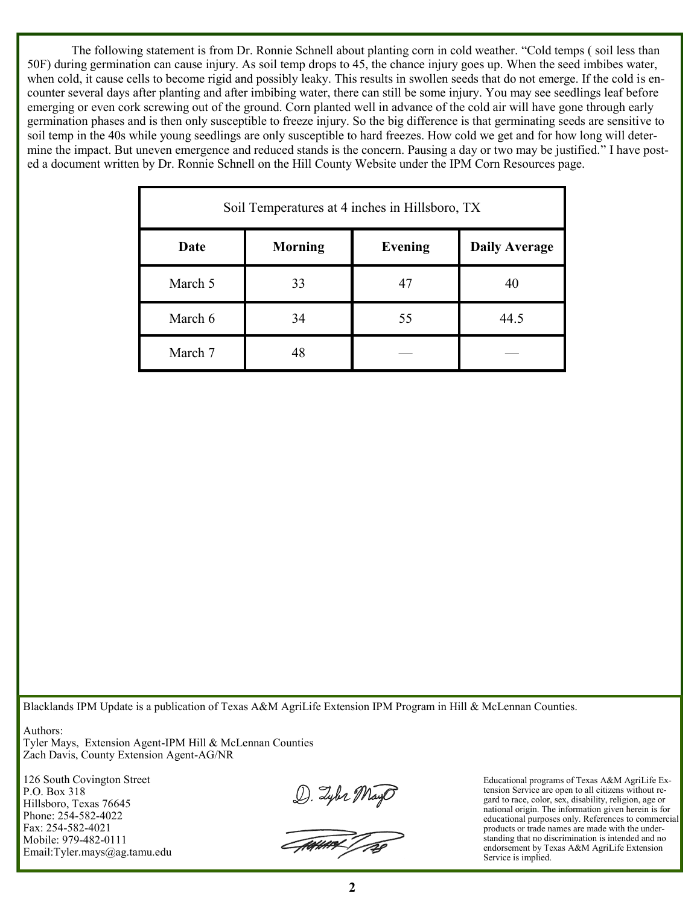The following statement is from Dr. Ronnie Schnell about planting corn in cold weather. "Cold temps ( soil less than 50F) during germination can cause injury. As soil temp drops to 45, the chance injury goes up. When the seed imbibes water, when cold, it cause cells to become rigid and possibly leaky. This results in swollen seeds that do not emerge. If the cold is encounter several days after planting and after imbibing water, there can still be some injury. You may see seedlings leaf before emerging or even cork screwing out of the ground. Corn planted well in advance of the cold air will have gone through early germination phases and is then only susceptible to freeze injury. So the big difference is that germinating seeds are sensitive to soil temp in the 40s while young seedlings are only susceptible to hard freezes. How cold we get and for how long will determine the impact. But uneven emergence and reduced stands is the concern. Pausing a day or two may be justified." I have posted a document written by Dr. Ronnie Schnell on the Hill County Website under the IPM Corn Resources page.

| Soil Temperatures at 4 inches in Hillsboro, TX | | | |
|---|---|---|---|
| **Date** | **Morning** | **Evening** | **Daily Average** |
| March 5 | 33 | 47 | 40 |
| March 6 | 34 | 55 | 44.5 |
| March 7 | 48 | — | — |

Blacklands IPM Update is a publication of Texas A&M AgriLife Extension IPM Program in Hill & McLennan Counties.

Authors:
Tyler Mays, Extension Agent-IPM Hill & McLennan Counties
Zach Davis, County Extension Agent-AG/NR

126 South Covington Street
P.O. Box 318
Hillsboro, Texas 76645
Phone: 254-582-4022
Fax: 254-582-4021
Mobile: 979-482-0111
Email:Tyler.mays@ag.tamu.edu

Educational programs of Texas A&M AgriLife Extension Service are open to all citizens without regard to race, color, sex, disability, religion, age or national origin. The information given herein is for educational purposes only. References to commercial products or trade names are made with the understanding that no discrimination is intended and no endorsement by Texas A&M AgriLife Extension Service is implied.